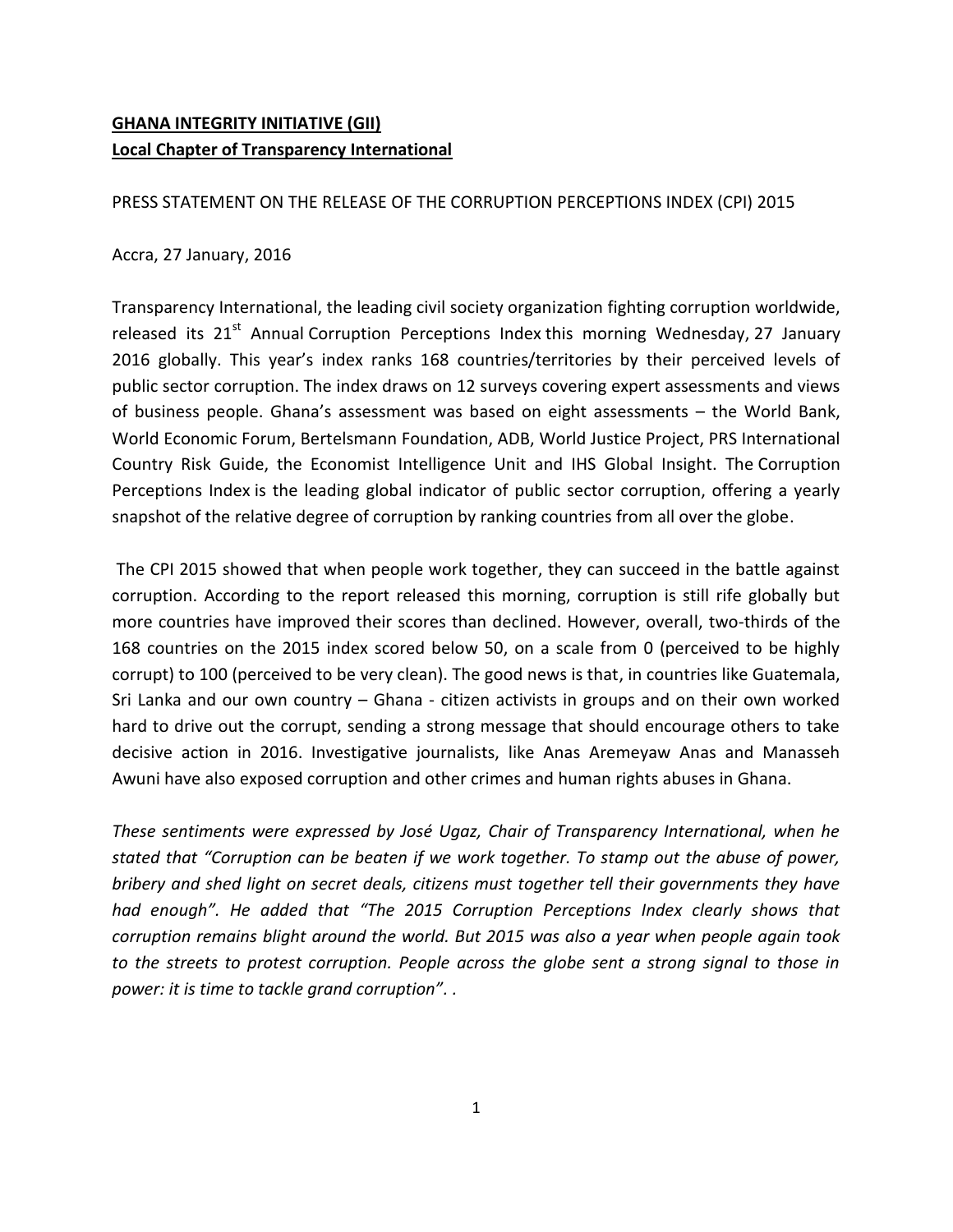**GHANA INTEGRITY INITIATIVE (GII)**
**Local Chapter of Transparency International**

PRESS STATEMENT ON THE RELEASE OF THE CORRUPTION PERCEPTIONS INDEX (CPI) 2015

Accra, 27 January, 2016

Transparency International, the leading civil society organization fighting corruption worldwide, released its 21st Annual Corruption Perceptions Index this morning Wednesday, 27 January 2016 globally. This year's index ranks 168 countries/territories by their perceived levels of public sector corruption. The index draws on 12 surveys covering expert assessments and views of business people. Ghana's assessment was based on eight assessments – the World Bank, World Economic Forum, Bertelsmann Foundation, ADB, World Justice Project, PRS International Country Risk Guide, the Economist Intelligence Unit and IHS Global Insight. The Corruption Perceptions Index is the leading global indicator of public sector corruption, offering a yearly snapshot of the relative degree of corruption by ranking countries from all over the globe.

The CPI 2015 showed that when people work together, they can succeed in the battle against corruption. According to the report released this morning, corruption is still rife globally but more countries have improved their scores than declined. However, overall, two-thirds of the 168 countries on the 2015 index scored below 50, on a scale from 0 (perceived to be highly corrupt) to 100 (perceived to be very clean). The good news is that, in countries like Guatemala, Sri Lanka and our own country – Ghana - citizen activists in groups and on their own worked hard to drive out the corrupt, sending a strong message that should encourage others to take decisive action in 2016. Investigative journalists, like Anas Aremeyaw Anas and Manasseh Awuni have also exposed corruption and other crimes and human rights abuses in Ghana.

*These sentiments were expressed by José Ugaz, Chair of Transparency International, when he stated that "Corruption can be beaten if we work together. To stamp out the abuse of power, bribery and shed light on secret deals, citizens must together tell their governments they have had enough". He added that "The 2015 Corruption Perceptions Index clearly shows that corruption remains blight around the world. But 2015 was also a year when people again took to the streets to protest corruption. People across the globe sent a strong signal to those in power: it is time to tackle grand corruption". .*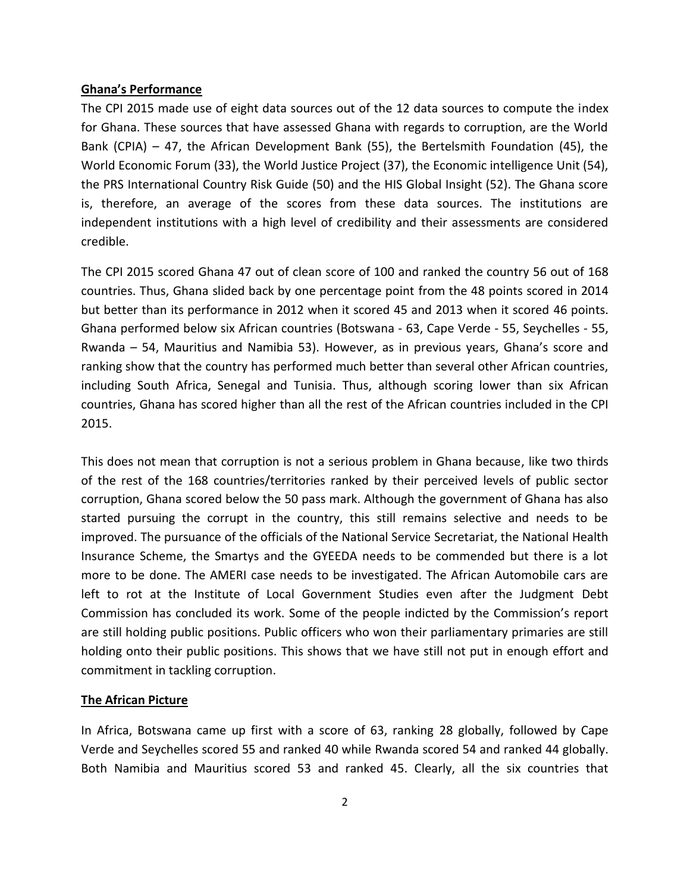**Ghana's Performance**

The CPI 2015 made use of eight data sources out of the 12 data sources to compute the index for Ghana. These sources that have assessed Ghana with regards to corruption, are the World Bank (CPIA) – 47, the African Development Bank (55), the Bertelsmith Foundation (45), the World Economic Forum (33), the World Justice Project (37), the Economic intelligence Unit (54), the PRS International Country Risk Guide (50) and the HIS Global Insight (52). The Ghana score is, therefore, an average of the scores from these data sources. The institutions are independent institutions with a high level of credibility and their assessments are considered credible.

The CPI 2015 scored Ghana 47 out of clean score of 100 and ranked the country 56 out of 168 countries. Thus, Ghana slided back by one percentage point from the 48 points scored in 2014 but better than its performance in 2012 when it scored 45 and 2013 when it scored 46 points. Ghana performed below six African countries (Botswana - 63, Cape Verde - 55, Seychelles - 55, Rwanda – 54, Mauritius and Namibia 53). However, as in previous years, Ghana's score and ranking show that the country has performed much better than several other African countries, including South Africa, Senegal and Tunisia. Thus, although scoring lower than six African countries, Ghana has scored higher than all the rest of the African countries included in the CPI 2015.

This does not mean that corruption is not a serious problem in Ghana because, like two thirds of the rest of the 168 countries/territories ranked by their perceived levels of public sector corruption, Ghana scored below the 50 pass mark. Although the government of Ghana has also started pursuing the corrupt in the country, this still remains selective and needs to be improved. The pursuance of the officials of the National Service Secretariat, the National Health Insurance Scheme, the Smartys and the GYEEDA needs to be commended but there is a lot more to be done. The AMERI case needs to be investigated. The African Automobile cars are left to rot at the Institute of Local Government Studies even after the Judgment Debt Commission has concluded its work. Some of the people indicted by the Commission's report are still holding public positions. Public officers who won their parliamentary primaries are still holding onto their public positions. This shows that we have still not put in enough effort and commitment in tackling corruption.

**The African Picture**

In Africa, Botswana came up first with a score of 63, ranking 28 globally, followed by Cape Verde and Seychelles scored 55 and ranked 40 while Rwanda scored 54 and ranked 44 globally. Both Namibia and Mauritius scored 53 and ranked 45. Clearly, all the six countries that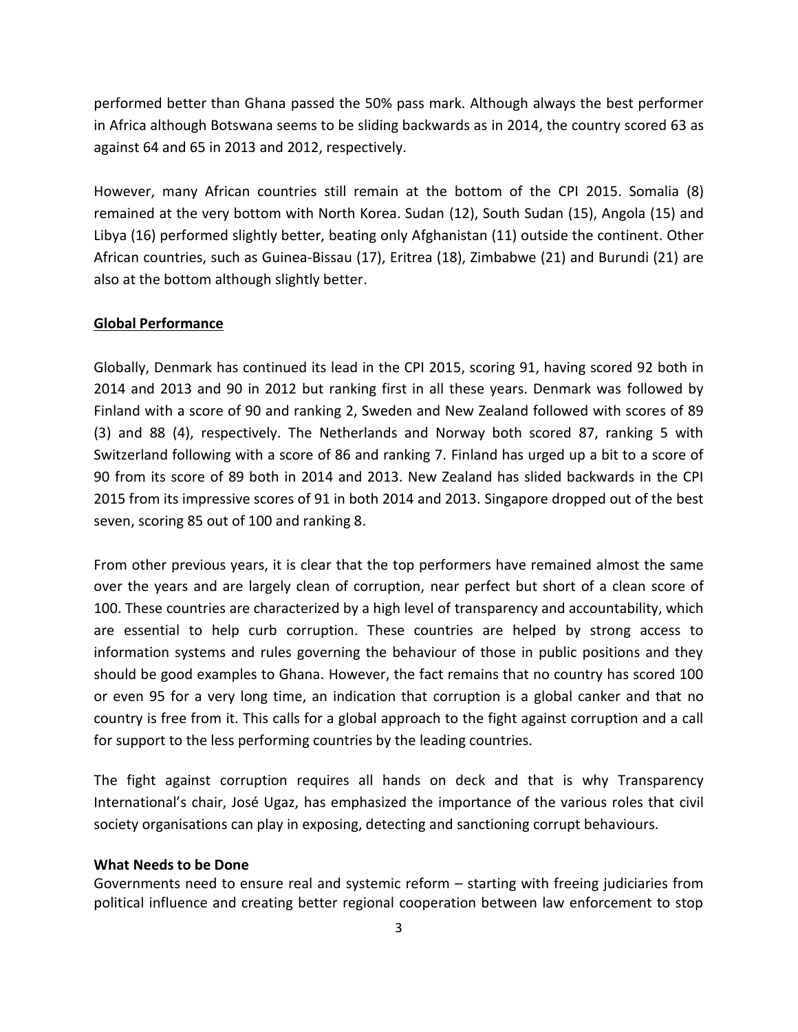performed better than Ghana passed the 50% pass mark. Although always the best performer in Africa although Botswana seems to be sliding backwards as in 2014, the country scored 63 as against 64 and 65 in 2013 and 2012, respectively.

However, many African countries still remain at the bottom of the CPI 2015. Somalia (8) remained at the very bottom with North Korea. Sudan (12), South Sudan (15), Angola (15) and Libya (16) performed slightly better, beating only Afghanistan (11) outside the continent. Other African countries, such as Guinea-Bissau (17), Eritrea (18), Zimbabwe (21) and Burundi (21) are also at the bottom although slightly better.

## Global Performance

Globally, Denmark has continued its lead in the CPI 2015, scoring 91, having scored 92 both in 2014 and 2013 and 90 in 2012 but ranking first in all these years. Denmark was followed by Finland with a score of 90 and ranking 2, Sweden and New Zealand followed with scores of 89 (3) and 88 (4), respectively. The Netherlands and Norway both scored 87, ranking 5 with Switzerland following with a score of 86 and ranking 7. Finland has urged up a bit to a score of 90 from its score of 89 both in 2014 and 2013. New Zealand has slided backwards in the CPI 2015 from its impressive scores of 91 in both 2014 and 2013. Singapore dropped out of the best seven, scoring 85 out of 100 and ranking 8.

From other previous years, it is clear that the top performers have remained almost the same over the years and are largely clean of corruption, near perfect but short of a clean score of 100. These countries are characterized by a high level of transparency and accountability, which are essential to help curb corruption. These countries are helped by strong access to information systems and rules governing the behaviour of those in public positions and they should be good examples to Ghana. However, the fact remains that no country has scored 100 or even 95 for a very long time, an indication that corruption is a global canker and that no country is free from it. This calls for a global approach to the fight against corruption and a call for support to the less performing countries by the leading countries.

The fight against corruption requires all hands on deck and that is why Transparency International's chair, José Ugaz, has emphasized the importance of the various roles that civil society organisations can play in exposing, detecting and sanctioning corrupt behaviours.

## What Needs to be Done

Governments need to ensure real and systemic reform – starting with freeing judiciaries from political influence and creating better regional cooperation between law enforcement to stop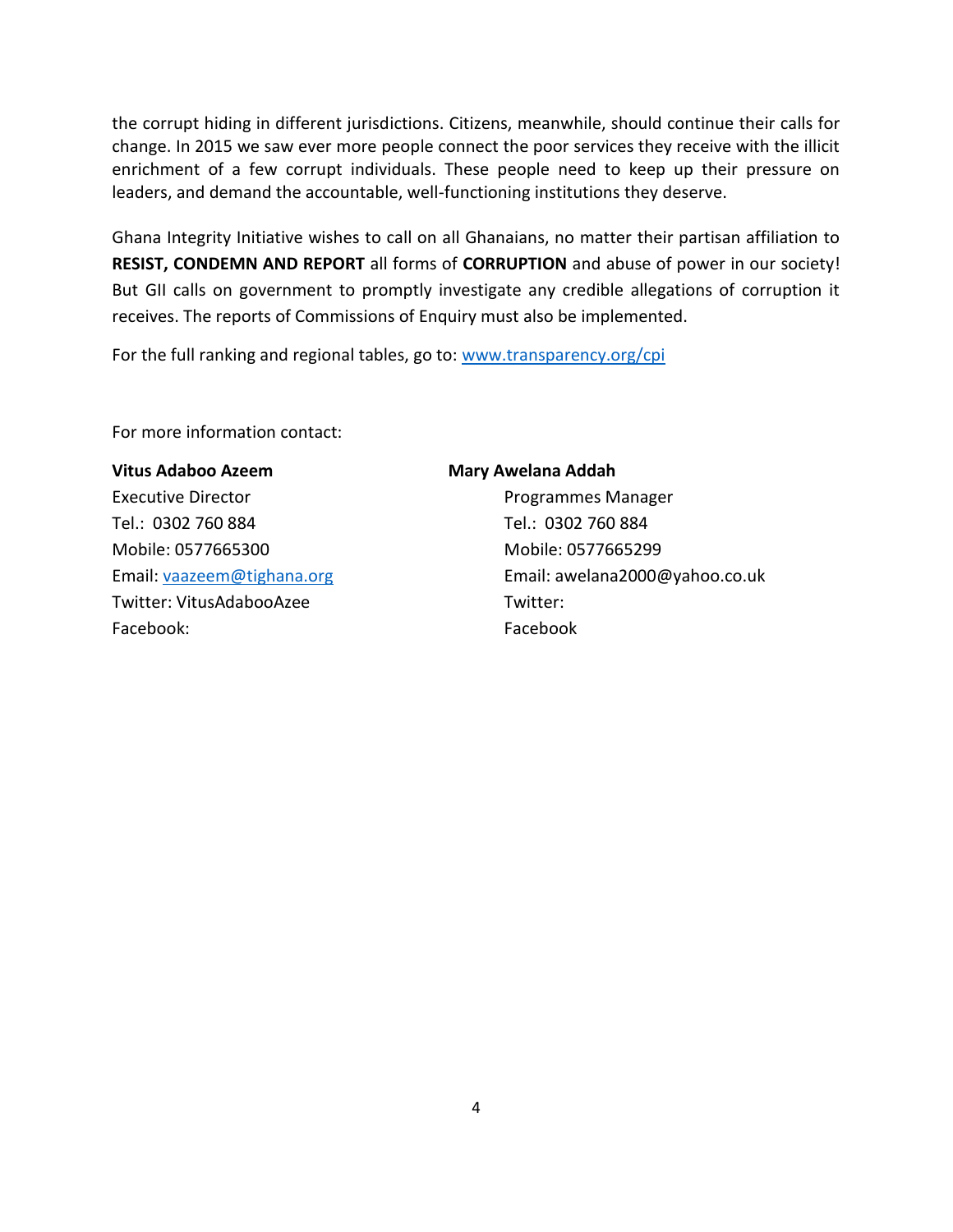the corrupt hiding in different jurisdictions. Citizens, meanwhile, should continue their calls for change. In 2015 we saw ever more people connect the poor services they receive with the illicit enrichment of a few corrupt individuals. These people need to keep up their pressure on leaders, and demand the accountable, well-functioning institutions they deserve.

Ghana Integrity Initiative wishes to call on all Ghanaians, no matter their partisan affiliation to **RESIST, CONDEMN AND REPORT** all forms of **CORRUPTION** and abuse of power in our society! But GII calls on government to promptly investigate any credible allegations of corruption it receives. The reports of Commissions of Enquiry must also be implemented.

For the full ranking and regional tables, go to: [www.transparency.org/cpi](http://www.transparency.org/cpi)

For more information contact:

**Vitus Adaboo Azeem**
Executive Director
Tel.: 0302 760 884
Mobile: 0577665300
Email: [vaazeem@tighana.org](mailto:vaazeem@tighana.org)
Twitter: VitusAdabooAzee
Facebook:

**Mary Awelana Addah**
Programmes Manager
Tel.: 0302 760 884
Mobile: 0577665299
Email: awelana2000@yahoo.co.uk
Twitter:
Facebook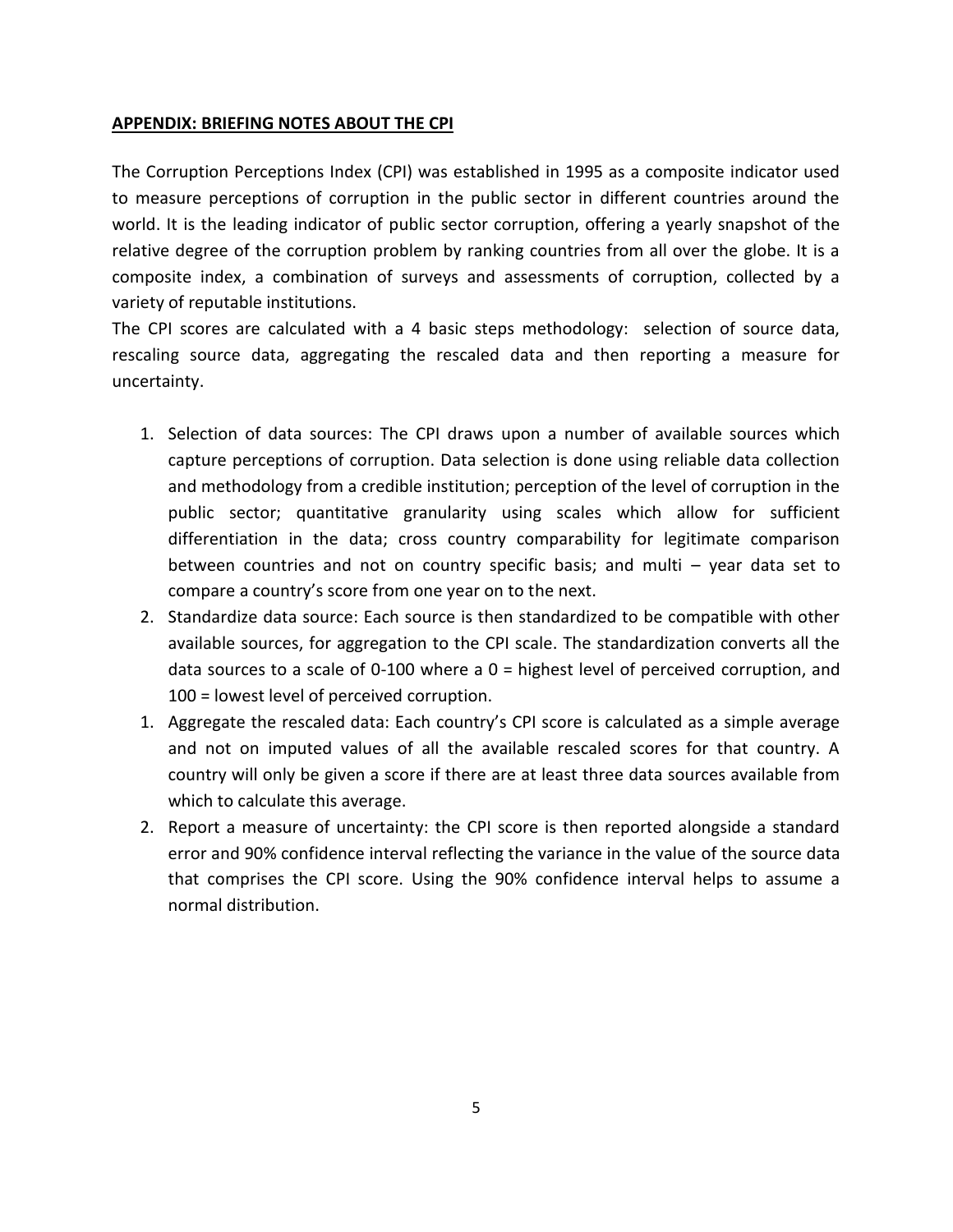**APPENDIX: BRIEFING NOTES ABOUT THE CPI**

The Corruption Perceptions Index (CPI) was established in 1995 as a composite indicator used to measure perceptions of corruption in the public sector in different countries around the world. It is the leading indicator of public sector corruption, offering a yearly snapshot of the relative degree of the corruption problem by ranking countries from all over the globe. It is a composite index, a combination of surveys and assessments of corruption, collected by a variety of reputable institutions.

The CPI scores are calculated with a 4 basic steps methodology: selection of source data, rescaling source data, aggregating the rescaled data and then reporting a measure for uncertainty.

1. Selection of data sources: The CPI draws upon a number of available sources which capture perceptions of corruption. Data selection is done using reliable data collection and methodology from a credible institution; perception of the level of corruption in the public sector; quantitative granularity using scales which allow for sufficient differentiation in the data; cross country comparability for legitimate comparison between countries and not on country specific basis; and multi – year data set to compare a country's score from one year on to the next.
2. Standardize data source: Each source is then standardized to be compatible with other available sources, for aggregation to the CPI scale. The standardization converts all the data sources to a scale of 0-100 where a 0 = highest level of perceived corruption, and 100 = lowest level of perceived corruption.
1. Aggregate the rescaled data: Each country's CPI score is calculated as a simple average and not on imputed values of all the available rescaled scores for that country. A country will only be given a score if there are at least three data sources available from which to calculate this average.
2. Report a measure of uncertainty: the CPI score is then reported alongside a standard error and 90% confidence interval reflecting the variance in the value of the source data that comprises the CPI score. Using the 90% confidence interval helps to assume a normal distribution.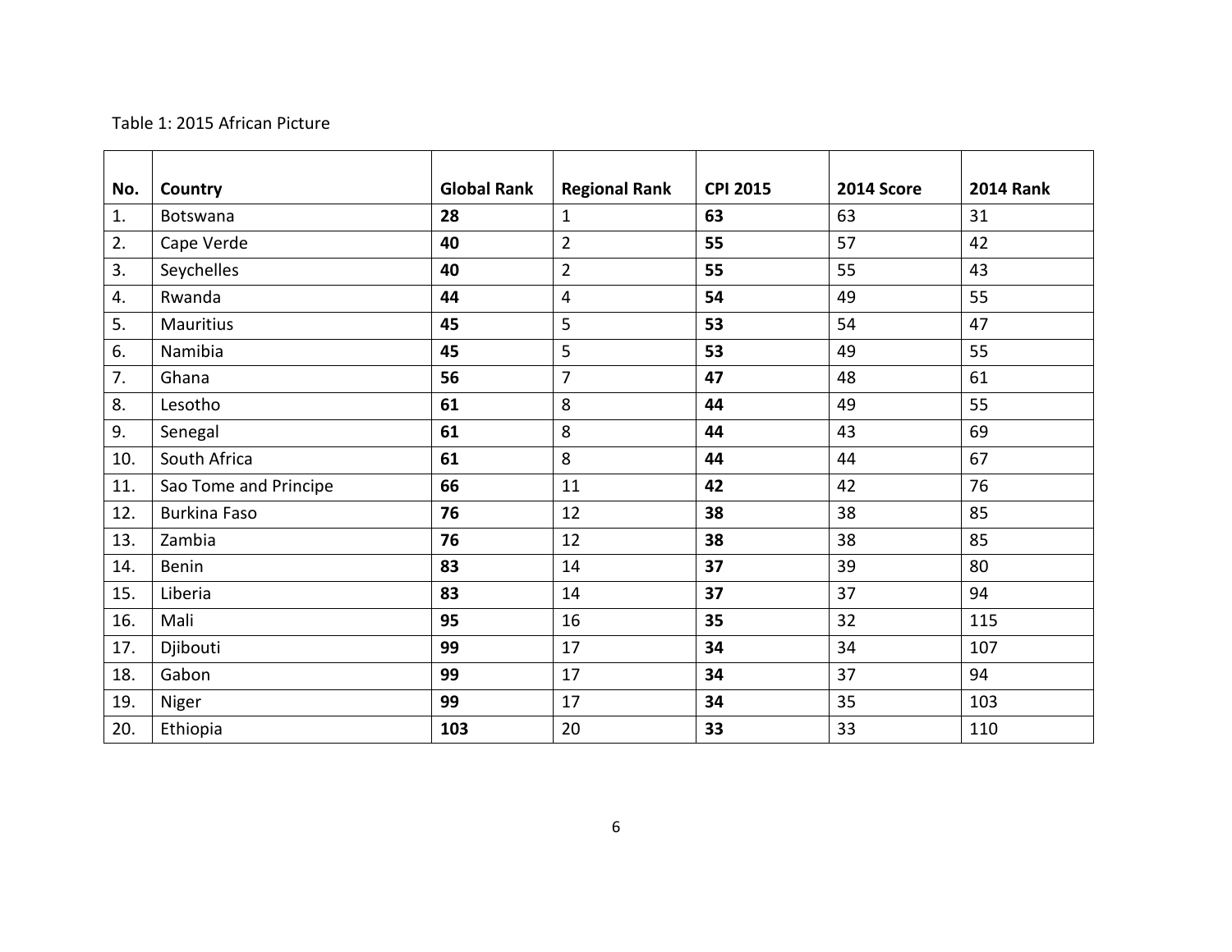Table 1: 2015 African Picture

| No. | Country | Global Rank | Regional Rank | CPI 2015 | 2014 Score | 2014 Rank |
|---|---|---|---|---|---|---|
| 1. | Botswana | **28** | 1 | **63** | 63 | 31 |
| 2. | Cape Verde | **40** | 2 | **55** | 57 | 42 |
| 3. | Seychelles | **40** | 2 | **55** | 55 | 43 |
| 4. | Rwanda | **44** | 4 | **54** | 49 | 55 |
| 5. | Mauritius | **45** | 5 | **53** | 54 | 47 |
| 6. | Namibia | **45** | 5 | **53** | 49 | 55 |
| 7. | Ghana | **56** | 7 | **47** | 48 | 61 |
| 8. | Lesotho | **61** | 8 | **44** | 49 | 55 |
| 9. | Senegal | **61** | 8 | **44** | 43 | 69 |
| 10. | South Africa | **61** | 8 | **44** | 44 | 67 |
| 11. | Sao Tome and Principe | **66** | 11 | **42** | 42 | 76 |
| 12. | Burkina Faso | **76** | 12 | **38** | 38 | 85 |
| 13. | Zambia | **76** | 12 | **38** | 38 | 85 |
| 14. | Benin | **83** | 14 | **37** | 39 | 80 |
| 15. | Liberia | **83** | 14 | **37** | 37 | 94 |
| 16. | Mali | **95** | 16 | **35** | 32 | 115 |
| 17. | Djibouti | **99** | 17 | **34** | 34 | 107 |
| 18. | Gabon | **99** | 17 | **34** | 37 | 94 |
| 19. | Niger | **99** | 17 | **34** | 35 | 103 |
| 20. | Ethiopia | **103** | 20 | **33** | 33 | 110 |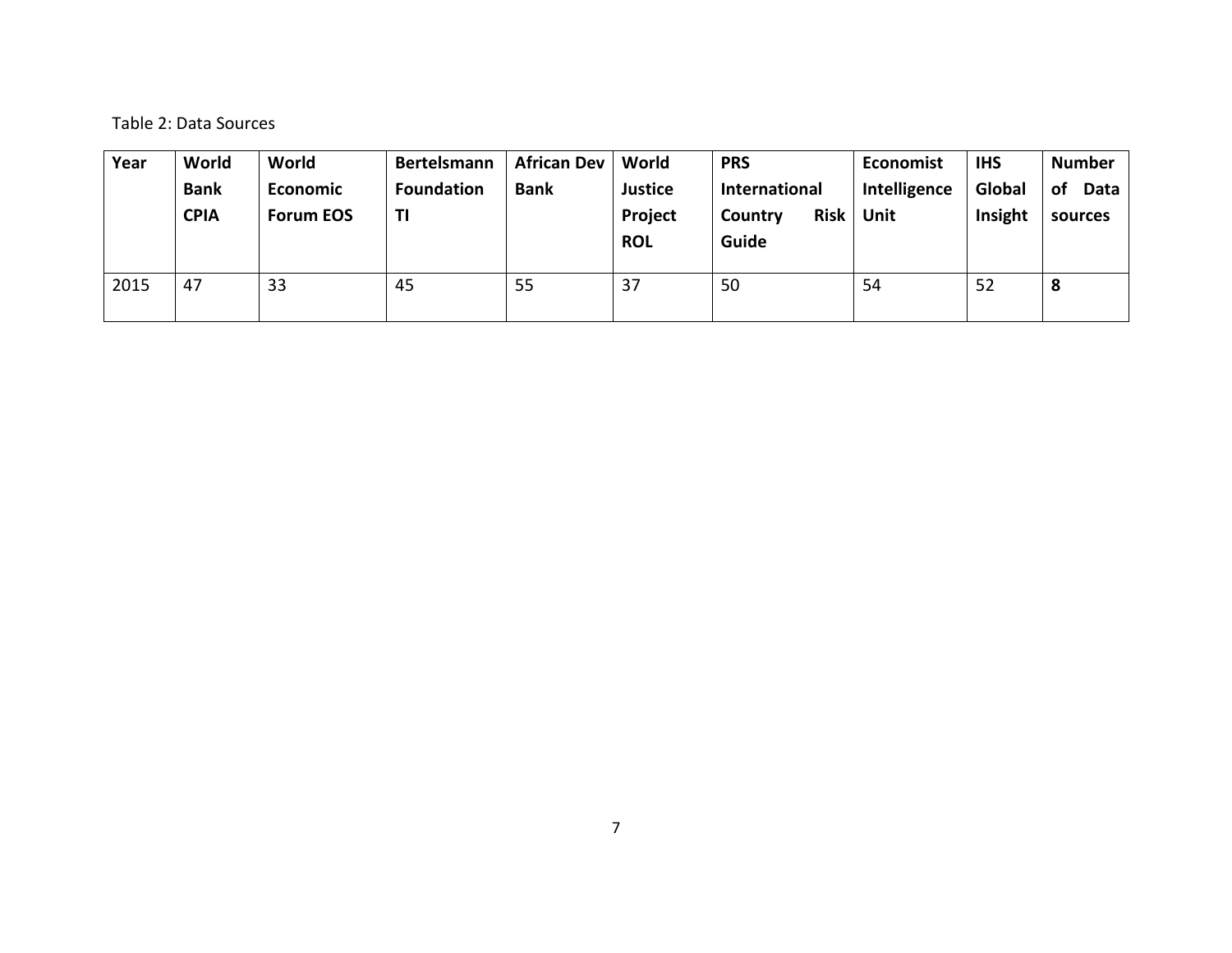Table 2: Data Sources

| Year | World Bank CPIA | World Economic Forum EOS | Bertelsmann Foundation TI | African Dev Bank | World Justice Project ROL | PRS International Country Risk Guide | Economist Intelligence Unit | IHS Global Insight | Number of Data sources |
|---|---|---|---|---|---|---|---|---|---|
| 2015 | 47 | 33 | 45 | 55 | 37 | 50 | 54 | 52 | **8** |